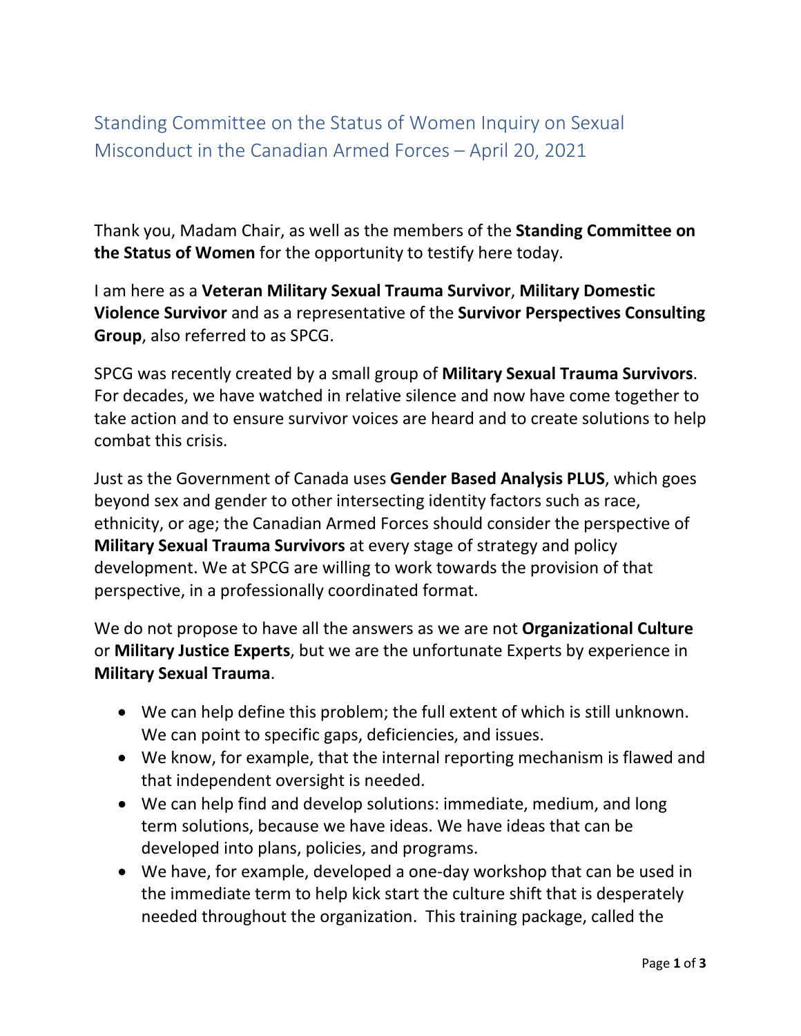# Standing Committee on the Status of Women Inquiry on Sexual Misconduct in the Canadian Armed Forces – April 20, 2021

Thank you, Madam Chair, as well as the members of the **Standing Committee on the Status of Women** for the opportunity to testify here today.

I am here as a **Veteran Military Sexual Trauma Survivor**, **Military Domestic Violence Survivor** and as a representative of the **Survivor Perspectives Consulting Group**, also referred to as SPCG.

SPCG was recently created by a small group of **Military Sexual Trauma Survivors**. For decades, we have watched in relative silence and now have come together to take action and to ensure survivor voices are heard and to create solutions to help combat this crisis.

Just as the Government of Canada uses **Gender Based Analysis PLUS**, which goes beyond sex and gender to other intersecting identity factors such as race, ethnicity, or age; the Canadian Armed Forces should consider the perspective of **Military Sexual Trauma Survivors** at every stage of strategy and policy development. We at SPCG are willing to work towards the provision of that perspective, in a professionally coordinated format.

We do not propose to have all the answers as we are not **Organizational Culture** or **Military Justice Experts**, but we are the unfortunate Experts by experience in **Military Sexual Trauma**.

- We can help define this problem; the full extent of which is still unknown. We can point to specific gaps, deficiencies, and issues.
- We know, for example, that the internal reporting mechanism is flawed and that independent oversight is needed.
- We can help find and develop solutions: immediate, medium, and long term solutions, because we have ideas. We have ideas that can be developed into plans, policies, and programs.
- We have, for example, developed a one-day workshop that can be used in the immediate term to help kick start the culture shift that is desperately needed throughout the organization. This training package, called the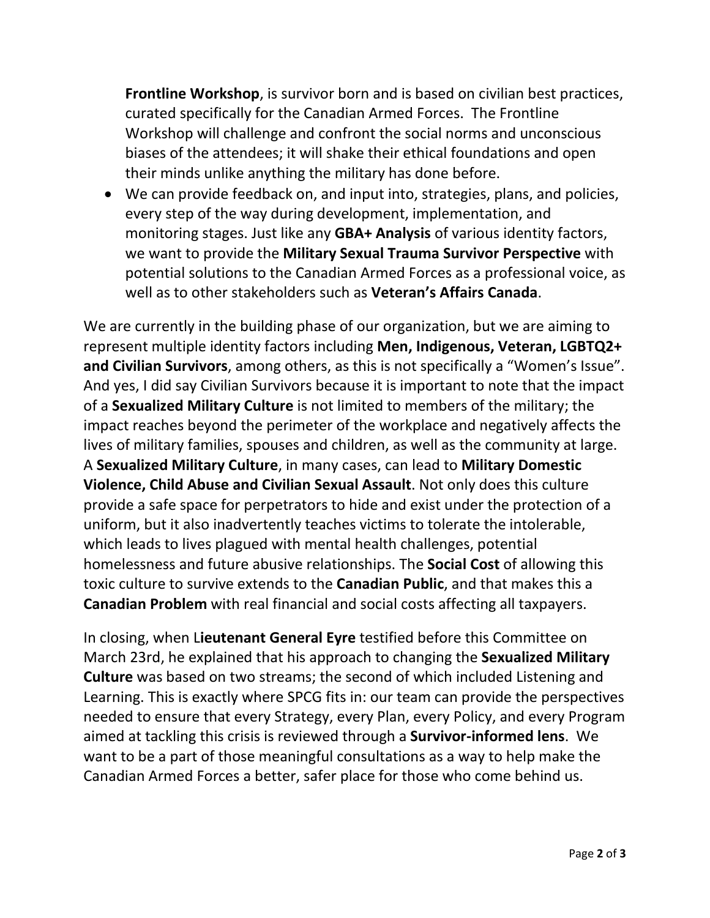**Frontline Workshop**, is survivor born and is based on civilian best practices, curated specifically for the Canadian Armed Forces. The Frontline Workshop will challenge and confront the social norms and unconscious biases of the attendees; it will shake their ethical foundations and open their minds unlike anything the military has done before.

- We can provide feedback on, and input into, strategies, plans, and policies, every step of the way during development, implementation, and monitoring stages. Just like any **GBA+ Analysis** of various identity factors, we want to provide the **Military Sexual Trauma Survivor Perspective** with potential solutions to the Canadian Armed Forces as a professional voice, as well as to other stakeholders such as **Veteran's Affairs Canada**.

We are currently in the building phase of our organization, but we are aiming to represent multiple identity factors including **Men, Indigenous, Veteran, LGBTQ2+ and Civilian Survivors**, among others, as this is not specifically a "Women's Issue". And yes, I did say Civilian Survivors because it is important to note that the impact of a **Sexualized Military Culture** is not limited to members of the military; the impact reaches beyond the perimeter of the workplace and negatively affects the lives of military families, spouses and children, as well as the community at large. A **Sexualized Military Culture**, in many cases, can lead to **Military Domestic Violence, Child Abuse and Civilian Sexual Assault**. Not only does this culture provide a safe space for perpetrators to hide and exist under the protection of a uniform, but it also inadvertently teaches victims to tolerate the intolerable, which leads to lives plagued with mental health challenges, potential homelessness and future abusive relationships. The **Social Cost** of allowing this toxic culture to survive extends to the **Canadian Public**, and that makes this a **Canadian Problem** with real financial and social costs affecting all taxpayers.

In closing, when L**ieutenant General Eyre** testified before this Committee on March 23rd, he explained that his approach to changing the **Sexualized Military Culture** was based on two streams; the second of which included Listening and Learning. This is exactly where SPCG fits in: our team can provide the perspectives needed to ensure that every Strategy, every Plan, every Policy, and every Program aimed at tackling this crisis is reviewed through a **Survivor-informed lens**. We want to be a part of those meaningful consultations as a way to help make the Canadian Armed Forces a better, safer place for those who come behind us.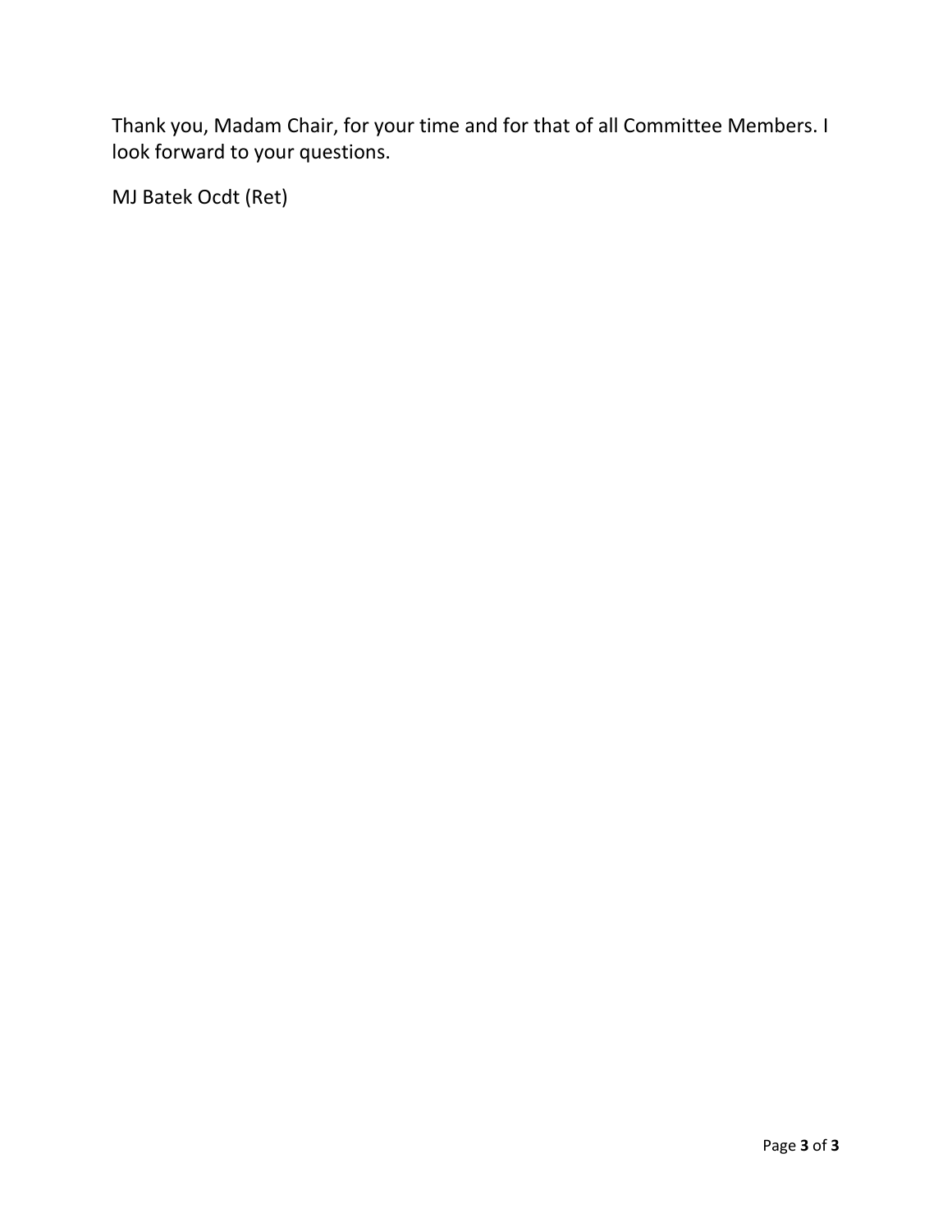Thank you, Madam Chair, for your time and for that of all Committee Members. I look forward to your questions.

MJ Batek Ocdt (Ret)